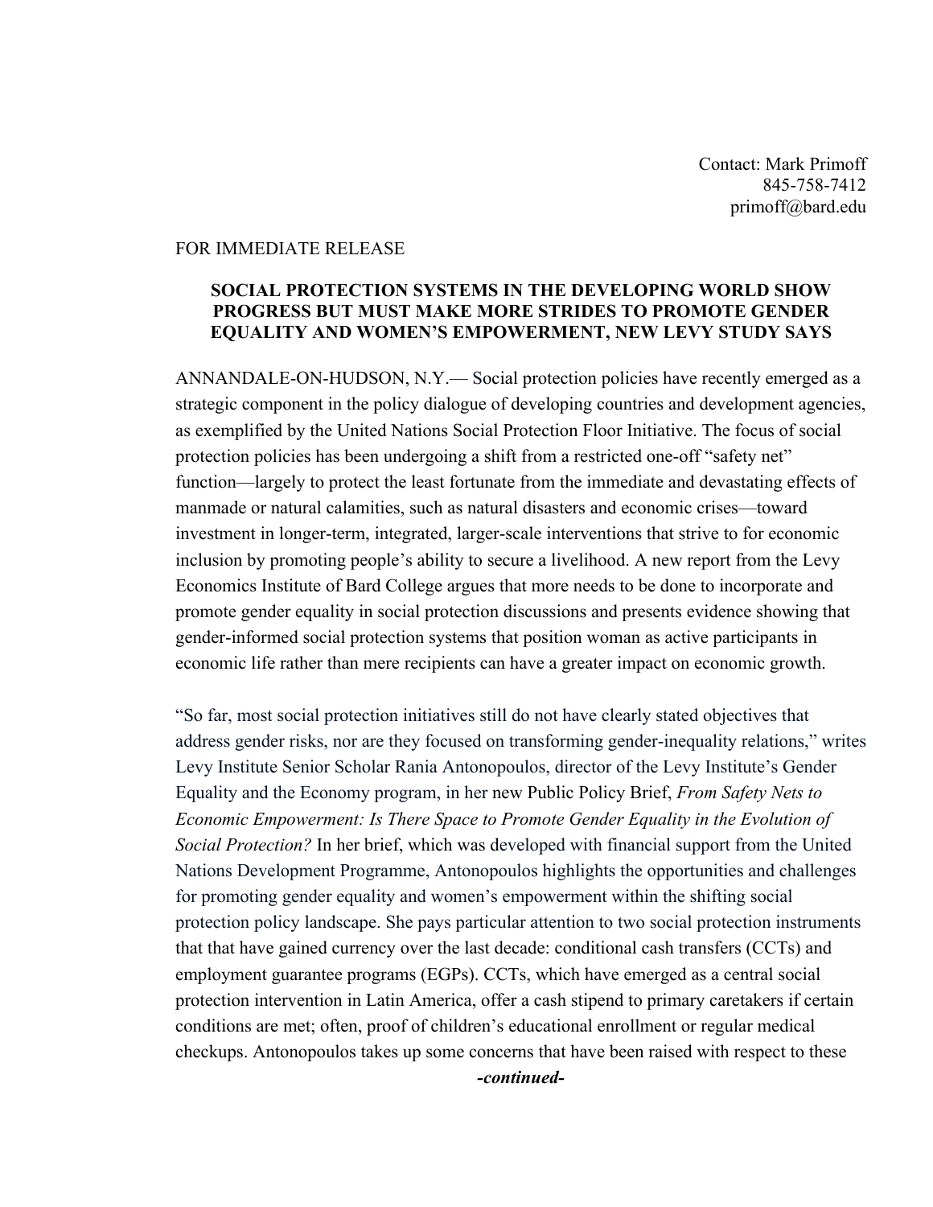Contact: Mark Primoff
845-758-7412
primoff@bard.edu

FOR IMMEDIATE RELEASE

**SOCIAL PROTECTION SYSTEMS IN THE DEVELOPING WORLD SHOW PROGRESS BUT MUST MAKE MORE STRIDES TO PROMOTE GENDER EQUALITY AND WOMEN'S EMPOWERMENT, NEW LEVY STUDY SAYS**

ANNANDALE-ON-HUDSON, N.Y.— Social protection policies have recently emerged as a strategic component in the policy dialogue of developing countries and development agencies, as exemplified by the United Nations Social Protection Floor Initiative. The focus of social protection policies has been undergoing a shift from a restricted one-off "safety net" function—largely to protect the least fortunate from the immediate and devastating effects of manmade or natural calamities, such as natural disasters and economic crises—toward investment in longer-term, integrated, larger-scale interventions that strive to for economic inclusion by promoting people's ability to secure a livelihood. A new report from the Levy Economics Institute of Bard College argues that more needs to be done to incorporate and promote gender equality in social protection discussions and presents evidence showing that gender-informed social protection systems that position woman as active participants in economic life rather than mere recipients can have a greater impact on economic growth.

"So far, most social protection initiatives still do not have clearly stated objectives that address gender risks, nor are they focused on transforming gender-inequality relations," writes Levy Institute Senior Scholar Rania Antonopoulos, director of the Levy Institute's Gender Equality and the Economy program, in her new Public Policy Brief, *From Safety Nets to Economic Empowerment: Is There Space to Promote Gender Equality in the Evolution of Social Protection?* In her brief, which was developed with financial support from the United Nations Development Programme, Antonopoulos highlights the opportunities and challenges for promoting gender equality and women's empowerment within the shifting social protection policy landscape. She pays particular attention to two social protection instruments that that have gained currency over the last decade: conditional cash transfers (CCTs) and employment guarantee programs (EGPs). CCTs, which have emerged as a central social protection intervention in Latin America, offer a cash stipend to primary caretakers if certain conditions are met; often, proof of children's educational enrollment or regular medical checkups. Antonopoulos takes up some concerns that have been raised with respect to these

***-continued-***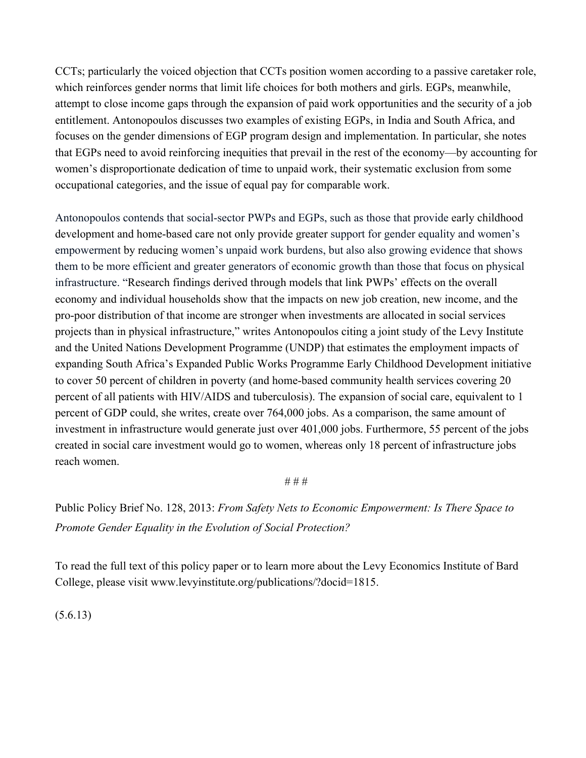CCTs; particularly the voiced objection that CCTs position women according to a passive caretaker role, which reinforces gender norms that limit life choices for both mothers and girls. EGPs, meanwhile, attempt to close income gaps through the expansion of paid work opportunities and the security of a job entitlement. Antonopoulos discusses two examples of existing EGPs, in India and South Africa, and focuses on the gender dimensions of EGP program design and implementation. In particular, she notes that EGPs need to avoid reinforcing inequities that prevail in the rest of the economy—by accounting for women's disproportionate dedication of time to unpaid work, their systematic exclusion from some occupational categories, and the issue of equal pay for comparable work.

Antonopoulos contends that social-sector PWPs and EGPs, such as those that provide early childhood development and home-based care not only provide greater support for gender equality and women's empowerment by reducing women's unpaid work burdens, but also also growing evidence that shows them to be more efficient and greater generators of economic growth than those that focus on physical infrastructure. "Research findings derived through models that link PWPs' effects on the overall economy and individual households show that the impacts on new job creation, new income, and the pro-poor distribution of that income are stronger when investments are allocated in social services projects than in physical infrastructure," writes Antonopoulos citing a joint study of the Levy Institute and the United Nations Development Programme (UNDP) that estimates the employment impacts of expanding South Africa's Expanded Public Works Programme Early Childhood Development initiative to cover 50 percent of children in poverty (and home-based community health services covering 20 percent of all patients with HIV/AIDS and tuberculosis). The expansion of social care, equivalent to 1 percent of GDP could, she writes, create over 764,000 jobs. As a comparison, the same amount of investment in infrastructure would generate just over 401,000 jobs. Furthermore, 55 percent of the jobs created in social care investment would go to women, whereas only 18 percent of infrastructure jobs reach women.

# # #

Public Policy Brief No. 128, 2013: *From Safety Nets to Economic Empowerment: Is There Space to Promote Gender Equality in the Evolution of Social Protection?*

To read the full text of this policy paper or to learn more about the Levy Economics Institute of Bard College, please visit www.levyinstitute.org/publications/?docid=1815.

(5.6.13)